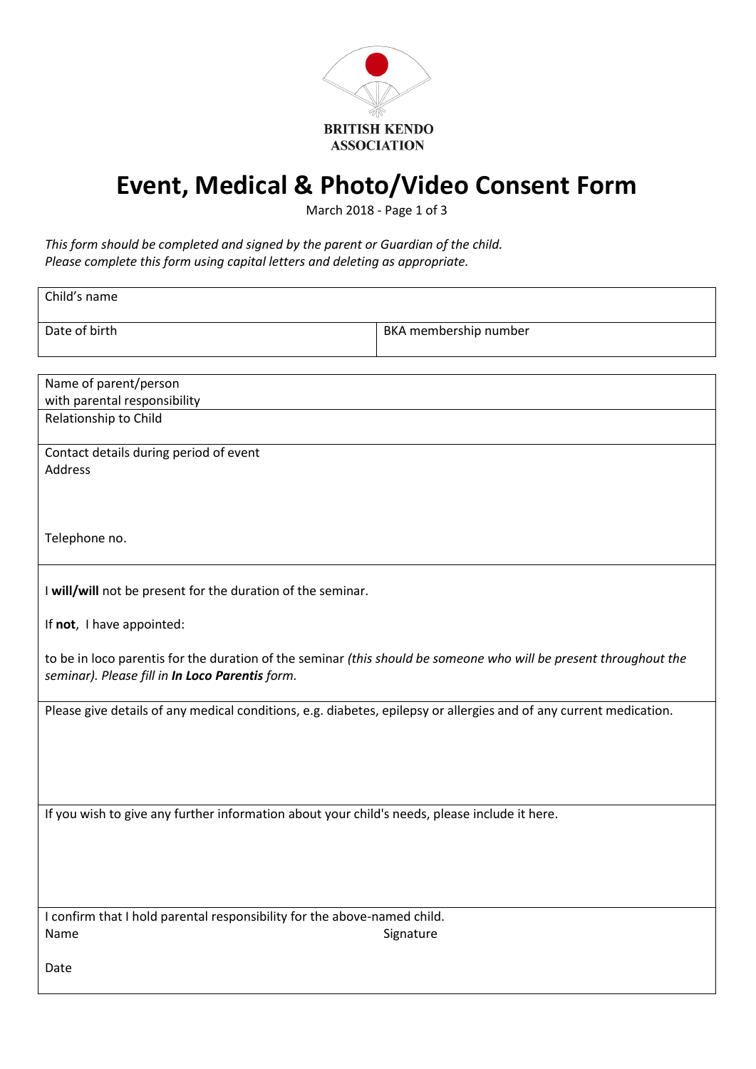BRITISH KENDO ASSOCIATION

# Event, Medical & Photo/Video Consent Form

March 2018 - Page 1 of 3

*This form should be completed and signed by the parent or Guardian of the child.*
*Please complete this form using capital letters and deleting as appropriate.*

| Child's name | |
|---|---|
| Date of birth | BKA membership number |

| Name of parent/person with parental responsibility |
|---|
| Relationship to Child |
| Contact details during period of event<br>Address<br><br>Telephone no. |
| I **will/will** not be present for the duration of the seminar.<br><br>If **not**, I have appointed:<br><br>to be in loco parentis for the duration of the seminar *(this should be someone who will be present throughout the seminar). Please fill in **In Loco Parentis** form.* |
| Please give details of any medical conditions, e.g. diabetes, epilepsy or allergies and of any current medication. |
| If you wish to give any further information about your child's needs, please include it here. |
| I confirm that I hold parental responsibility for the above-named child.<br>Name Signature<br><br>Date |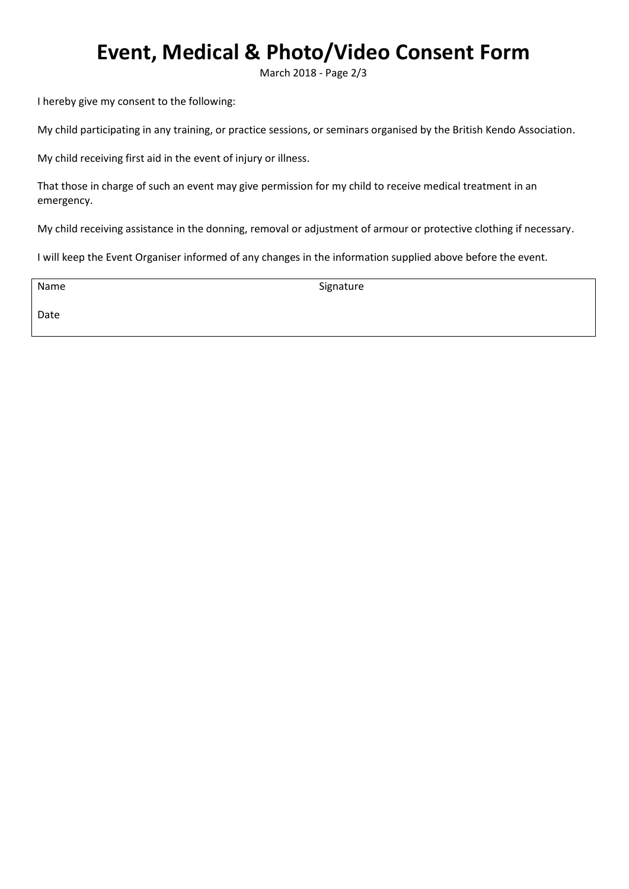# Event, Medical & Photo/Video Consent Form

March 2018

I hereby give my consent to the following:

My child participating in any training, or practice sessions, or seminars organised by the British Kendo Association.

My child receiving first aid in the event of injury or illness.

That those in charge of such an event may give permission for my child to receive medical treatment in an emergency.

My child receiving assistance in the donning, removal or adjustment of armour or protective clothing if necessary.

I will keep the Event Organiser informed of any changes in the information supplied above before the event.

| Name | Signature |
| --- | --- |
| Date | |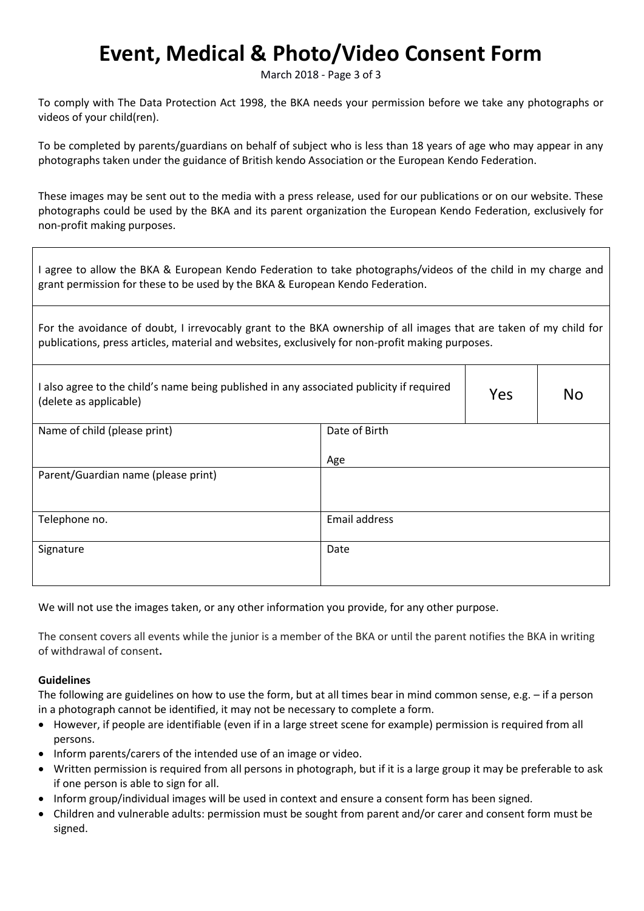# Event, Medical & Photo/Video Consent Form

March 2018 - Page 3 of 3

To comply with The Data Protection Act 1998, the BKA needs your permission before we take any photographs or videos of your child(ren).

To be completed by parents/guardians on behalf of subject who is less than 18 years of age who may appear in any photographs taken under the guidance of British kendo Association or the European Kendo Federation.

These images may be sent out to the media with a press release, used for our publications or on our website. These photographs could be used by the BKA and its parent organization the European Kendo Federation, exclusively for non-profit making purposes.

| | | | |
|---|---|---|---|
| I agree to allow the BKA & European Kendo Federation to take photographs/videos of the child in my charge and grant permission for these to be used by the BKA & European Kendo Federation. | | | |
| For the avoidance of doubt, I irrevocably grant to the BKA ownership of all images that are taken of my child for publications, press articles, material and websites, exclusively for non-profit making purposes. | | | |
| I also agree to the child's name being published in any associated publicity if required (delete as applicable) | | Yes | No |
| Name of child (please print) | Date of Birth<br><br>Age | | |
| Parent/Guardian name (please print) | | | |
| Telephone no. | Email address | | |
| Signature | Date | | |

We will not use the images taken, or any other information you provide, for any other purpose.

The consent covers all events while the junior is a member of the BKA or until the parent notifies the BKA in writing of withdrawal of consent**.**

**Guidelines**

The following are guidelines on how to use the form, but at all times bear in mind common sense, e.g. – if a person in a photograph cannot be identified, it may not be necessary to complete a form.

- However, if people are identifiable (even if in a large street scene for example) permission is required from all persons.
- Inform parents/carers of the intended use of an image or video.
- Written permission is required from all persons in photograph, but if it is a large group it may be preferable to ask if one person is able to sign for all.
- Inform group/individual images will be used in context and ensure a consent form has been signed.
- Children and vulnerable adults: permission must be sought from parent and/or carer and consent form must be signed.